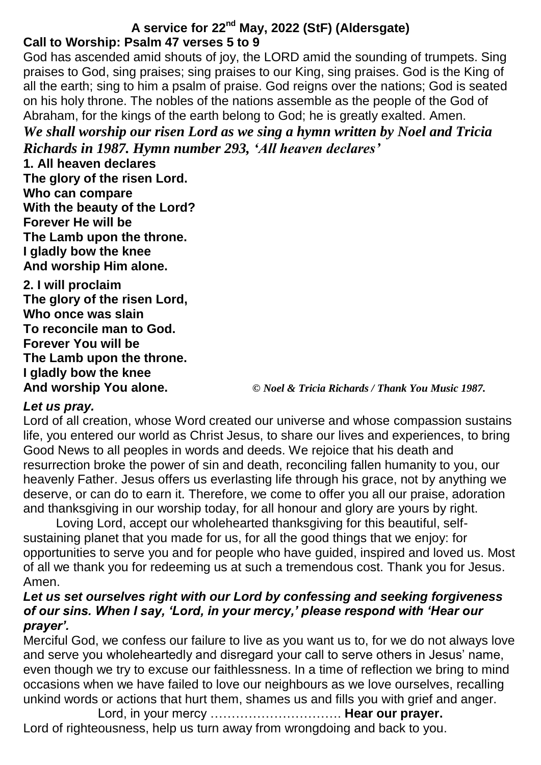# A service for 22nd May, 2022 (StF) (Aldersgate)

**Call to Worship: Psalm 47 verses 5 to 9**

God has ascended amid shouts of joy, the LORD amid the sounding of trumpets. Sing praises to God, sing praises; sing praises to our King, sing praises. God is the King of all the earth; sing to him a psalm of praise. God reigns over the nations; God is seated on his holy throne. The nobles of the nations assemble as the people of the God of Abraham, for the kings of the earth belong to God; he is greatly exalted. Amen.

***We shall worship our risen Lord as we sing a hymn written by Noel and Tricia Richards in 1987. Hymn number 293, 'All heaven declares'***

**1. All heaven declares**
**The glory of the risen Lord.**
**Who can compare**
**With the beauty of the Lord?**
**Forever He will be**
**The Lamb upon the throne.**
**I gladly bow the knee**
**And worship Him alone.**

**2. I will proclaim**
**The glory of the risen Lord,**
**Who once was slain**
**To reconcile man to God.**
**Forever You will be**
**The Lamb upon the throne.**
**I gladly bow the knee**
**And worship You alone.** *© Noel & Tricia Richards / Thank You Music 1987.*

***Let us pray.***

Lord of all creation, whose Word created our universe and whose compassion sustains life, you entered our world as Christ Jesus, to share our lives and experiences, to bring Good News to all peoples in words and deeds. We rejoice that his death and resurrection broke the power of sin and death, reconciling fallen humanity to you, our heavenly Father. Jesus offers us everlasting life through his grace, not by anything we deserve, or can do to earn it. Therefore, we come to offer you all our praise, adoration and thanksgiving in our worship today, for all honour and glory are yours by right.

Loving Lord, accept our wholehearted thanksgiving for this beautiful, self-sustaining planet that you made for us, for all the good things that we enjoy: for opportunities to serve you and for people who have guided, inspired and loved us. Most of all we thank you for redeeming us at such a tremendous cost. Thank you for Jesus. Amen.

***Let us set ourselves right with our Lord by confessing and seeking forgiveness of our sins. When I say, 'Lord, in your mercy,' please respond with 'Hear our prayer'.***

Merciful God, we confess our failure to live as you want us to, for we do not always love and serve you wholeheartedly and disregard your call to serve others in Jesus' name, even though we try to excuse our faithlessness. In a time of reflection we bring to mind occasions when we have failed to love our neighbours as we love ourselves, recalling unkind words or actions that hurt them, shames us and fills you with grief and anger.

Lord, in your mercy …………………………. **Hear our prayer.**

Lord of righteousness, help us turn away from wrongdoing and back to you.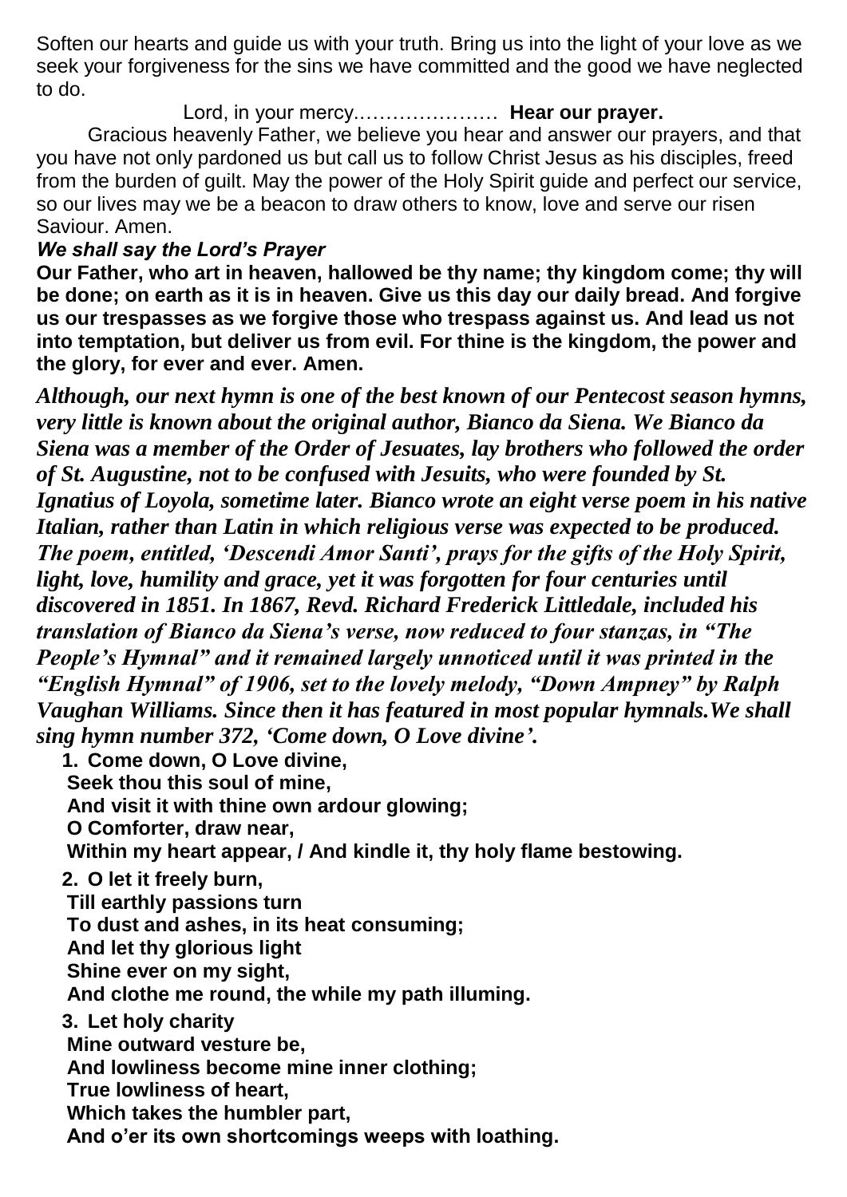Soften our hearts and guide us with your truth. Bring us into the light of your love as we seek your forgiveness for the sins we have committed and the good we have neglected to do.

Lord, in your mercy………………… **Hear our prayer.**

Gracious heavenly Father, we believe you hear and answer our prayers, and that you have not only pardoned us but call us to follow Christ Jesus as his disciples, freed from the burden of guilt. May the power of the Holy Spirit guide and perfect our service, so our lives may we be a beacon to draw others to know, love and serve our risen Saviour. Amen.

***We shall say the Lord's Prayer***

**Our Father, who art in heaven, hallowed be thy name; thy kingdom come; thy will be done; on earth as it is in heaven. Give us this day our daily bread. And forgive us our trespasses as we forgive those who trespass against us. And lead us not into temptation, but deliver us from evil. For thine is the kingdom, the power and the glory, for ever and ever. Amen.**

***Although, our next hymn is one of the best known of our Pentecost season hymns, very little is known about the original author, Bianco da Siena. We Bianco da Siena was a member of the Order of Jesuates, lay brothers who followed the order of St. Augustine, not to be confused with Jesuits, who were founded by St. Ignatius of Loyola, sometime later. Bianco wrote an eight verse poem in his native Italian, rather than Latin in which religious verse was expected to be produced. The poem, entitled, 'Descendi Amor Santi', prays for the gifts of the Holy Spirit, light, love, humility and grace, yet it was forgotten for four centuries until discovered in 1851. In 1867, Revd. Richard Frederick Littledale, included his translation of Bianco da Siena's verse, now reduced to four stanzas, in "The People's Hymnal" and it remained largely unnoticed until it was printed in the "English Hymnal" of 1906, set to the lovely melody, "Down Ampney" by Ralph Vaughan Williams. Since then it has featured in most popular hymnals.We shall sing hymn number 372, 'Come down, O Love divine'.***

1. **Come down, O Love divine,**
   **Seek thou this soul of mine,**
   **And visit it with thine own ardour glowing;**
   **O Comforter, draw near,**
   **Within my heart appear, / And kindle it, thy holy flame bestowing.**
2. **O let it freely burn,**
   **Till earthly passions turn**
   **To dust and ashes, in its heat consuming;**
   **And let thy glorious light**
   **Shine ever on my sight,**
   **And clothe me round, the while my path illuming.**
3. **Let holy charity**
   **Mine outward vesture be,**
   **And lowliness become mine inner clothing;**
   **True lowliness of heart,**
   **Which takes the humbler part,**
   **And o'er its own shortcomings weeps with loathing.**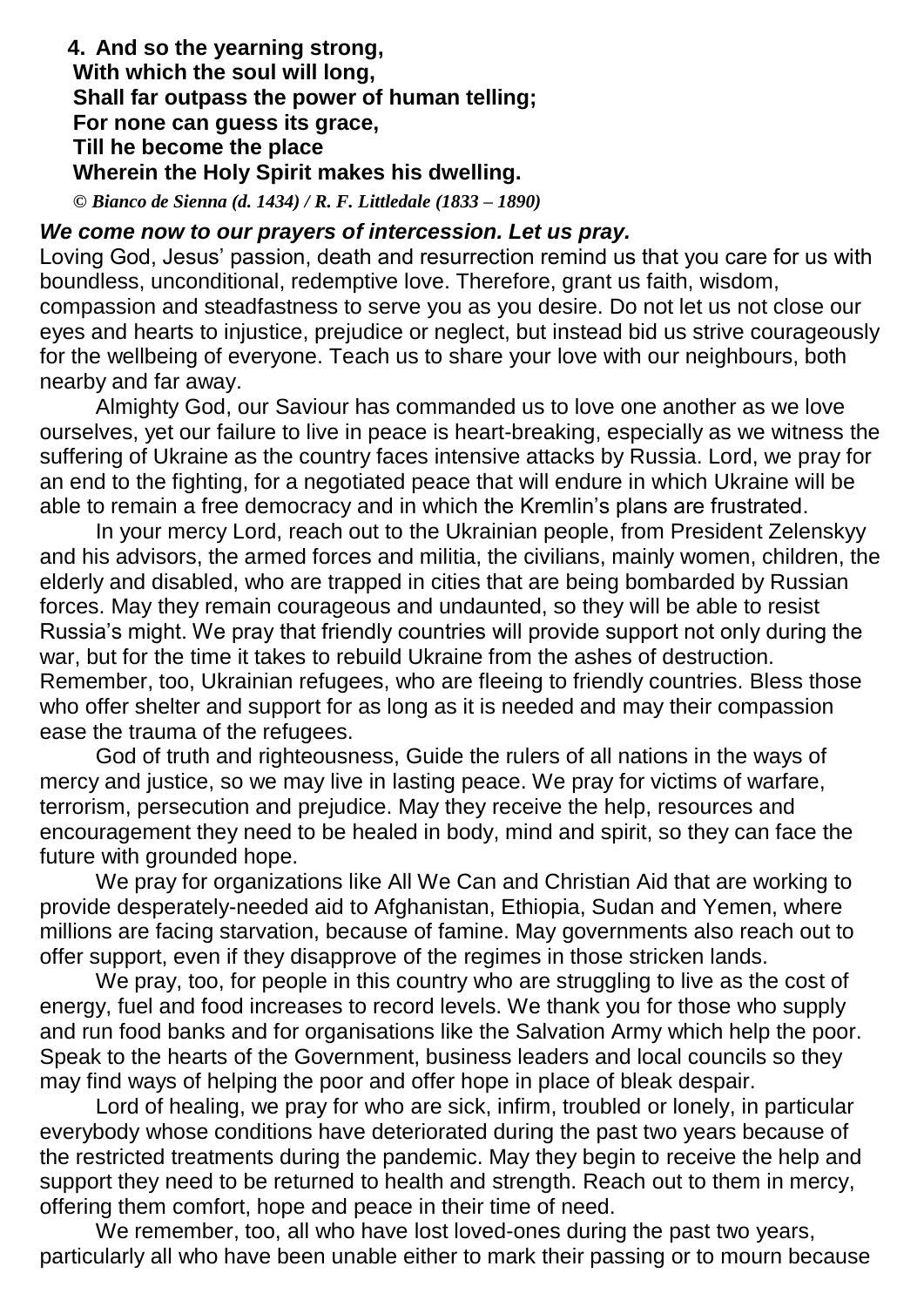**4. And so the yearning strong,**
**With which the soul will long,**
**Shall far outpass the power of human telling;**
**For none can guess its grace,**
**Till he become the place**
**Wherein the Holy Spirit makes his dwelling.**

*© Bianco de Sienna (d. 1434) / R. F. Littledale (1833 – 1890)*

***We come now to our prayers of intercession. Let us pray.***

Loving God, Jesus' passion, death and resurrection remind us that you care for us with boundless, unconditional, redemptive love. Therefore, grant us faith, wisdom, compassion and steadfastness to serve you as you desire. Do not let us not close our eyes and hearts to injustice, prejudice or neglect, but instead bid us strive courageously for the wellbeing of everyone. Teach us to share your love with our neighbours, both nearby and far away.

Almighty God, our Saviour has commanded us to love one another as we love ourselves, yet our failure to live in peace is heart-breaking, especially as we witness the suffering of Ukraine as the country faces intensive attacks by Russia. Lord, we pray for an end to the fighting, for a negotiated peace that will endure in which Ukraine will be able to remain a free democracy and in which the Kremlin's plans are frustrated.

In your mercy Lord, reach out to the Ukrainian people, from President Zelenskyy and his advisors, the armed forces and militia, the civilians, mainly women, children, the elderly and disabled, who are trapped in cities that are being bombarded by Russian forces. May they remain courageous and undaunted, so they will be able to resist Russia's might. We pray that friendly countries will provide support not only during the war, but for the time it takes to rebuild Ukraine from the ashes of destruction. Remember, too, Ukrainian refugees, who are fleeing to friendly countries. Bless those who offer shelter and support for as long as it is needed and may their compassion ease the trauma of the refugees.

God of truth and righteousness, Guide the rulers of all nations in the ways of mercy and justice, so we may live in lasting peace. We pray for victims of warfare, terrorism, persecution and prejudice. May they receive the help, resources and encouragement they need to be healed in body, mind and spirit, so they can face the future with grounded hope.

We pray for organizations like All We Can and Christian Aid that are working to provide desperately-needed aid to Afghanistan, Ethiopia, Sudan and Yemen, where millions are facing starvation, because of famine. May governments also reach out to offer support, even if they disapprove of the regimes in those stricken lands.

We pray, too, for people in this country who are struggling to live as the cost of energy, fuel and food increases to record levels. We thank you for those who supply and run food banks and for organisations like the Salvation Army which help the poor. Speak to the hearts of the Government, business leaders and local councils so they may find ways of helping the poor and offer hope in place of bleak despair.

Lord of healing, we pray for who are sick, infirm, troubled or lonely, in particular everybody whose conditions have deteriorated during the past two years because of the restricted treatments during the pandemic. May they begin to receive the help and support they need to be returned to health and strength. Reach out to them in mercy, offering them comfort, hope and peace in their time of need.

We remember, too, all who have lost loved-ones during the past two years, particularly all who have been unable either to mark their passing or to mourn because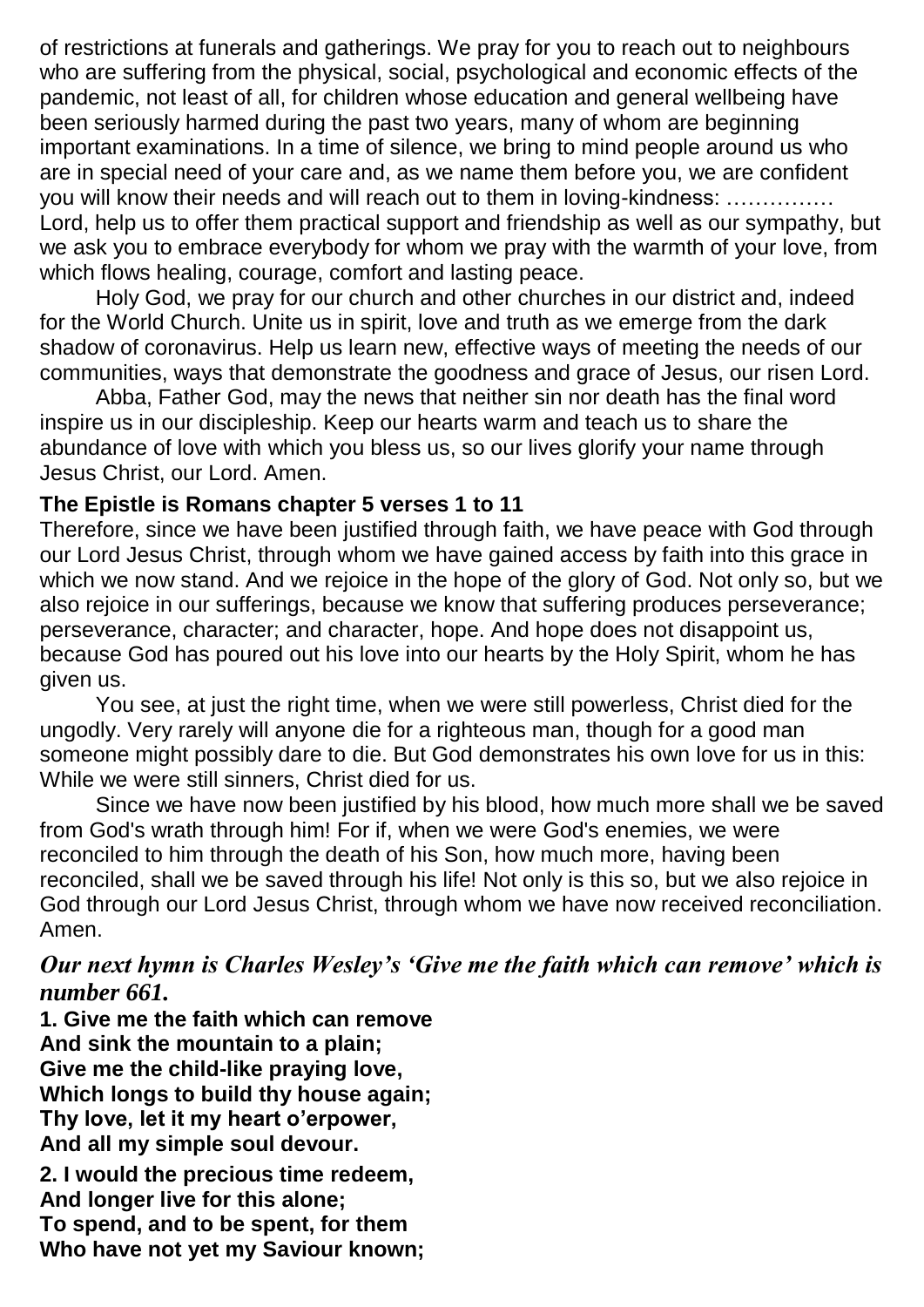of restrictions at funerals and gatherings. We pray for you to reach out to neighbours who are suffering from the physical, social, psychological and economic effects of the pandemic, not least of all, for children whose education and general wellbeing have been seriously harmed during the past two years, many of whom are beginning important examinations. In a time of silence, we bring to mind people around us who are in special need of your care and, as we name them before you, we are confident you will know their needs and will reach out to them in loving-kindness: …………… Lord, help us to offer them practical support and friendship as well as our sympathy, but we ask you to embrace everybody for whom we pray with the warmth of your love, from which flows healing, courage, comfort and lasting peace.

Holy God, we pray for our church and other churches in our district and, indeed for the World Church. Unite us in spirit, love and truth as we emerge from the dark shadow of coronavirus. Help us learn new, effective ways of meeting the needs of our communities, ways that demonstrate the goodness and grace of Jesus, our risen Lord.

Abba, Father God, may the news that neither sin nor death has the final word inspire us in our discipleship. Keep our hearts warm and teach us to share the abundance of love with which you bless us, so our lives glorify your name through Jesus Christ, our Lord. Amen.

**The Epistle is Romans chapter 5 verses 1 to 11**

Therefore, since we have been justified through faith, we have peace with God through our Lord Jesus Christ, through whom we have gained access by faith into this grace in which we now stand. And we rejoice in the hope of the glory of God. Not only so, but we also rejoice in our sufferings, because we know that suffering produces perseverance; perseverance, character; and character, hope. And hope does not disappoint us, because God has poured out his love into our hearts by the Holy Spirit, whom he has given us.

You see, at just the right time, when we were still powerless, Christ died for the ungodly. Very rarely will anyone die for a righteous man, though for a good man someone might possibly dare to die. But God demonstrates his own love for us in this: While we were still sinners, Christ died for us.

Since we have now been justified by his blood, how much more shall we be saved from God's wrath through him! For if, when we were God's enemies, we were reconciled to him through the death of his Son, how much more, having been reconciled, shall we be saved through his life! Not only is this so, but we also rejoice in God through our Lord Jesus Christ, through whom we have now received reconciliation. Amen.

***Our next hymn is Charles Wesley's 'Give me the faith which can remove' which is number 661.***

**1. Give me the faith which can remove**
**And sink the mountain to a plain;**
**Give me the child-like praying love,**
**Which longs to build thy house again;**
**Thy love, let it my heart o'erpower,**
**And all my simple soul devour.**

**2. I would the precious time redeem,**
**And longer live for this alone;**
**To spend, and to be spent, for them**
**Who have not yet my Saviour known;**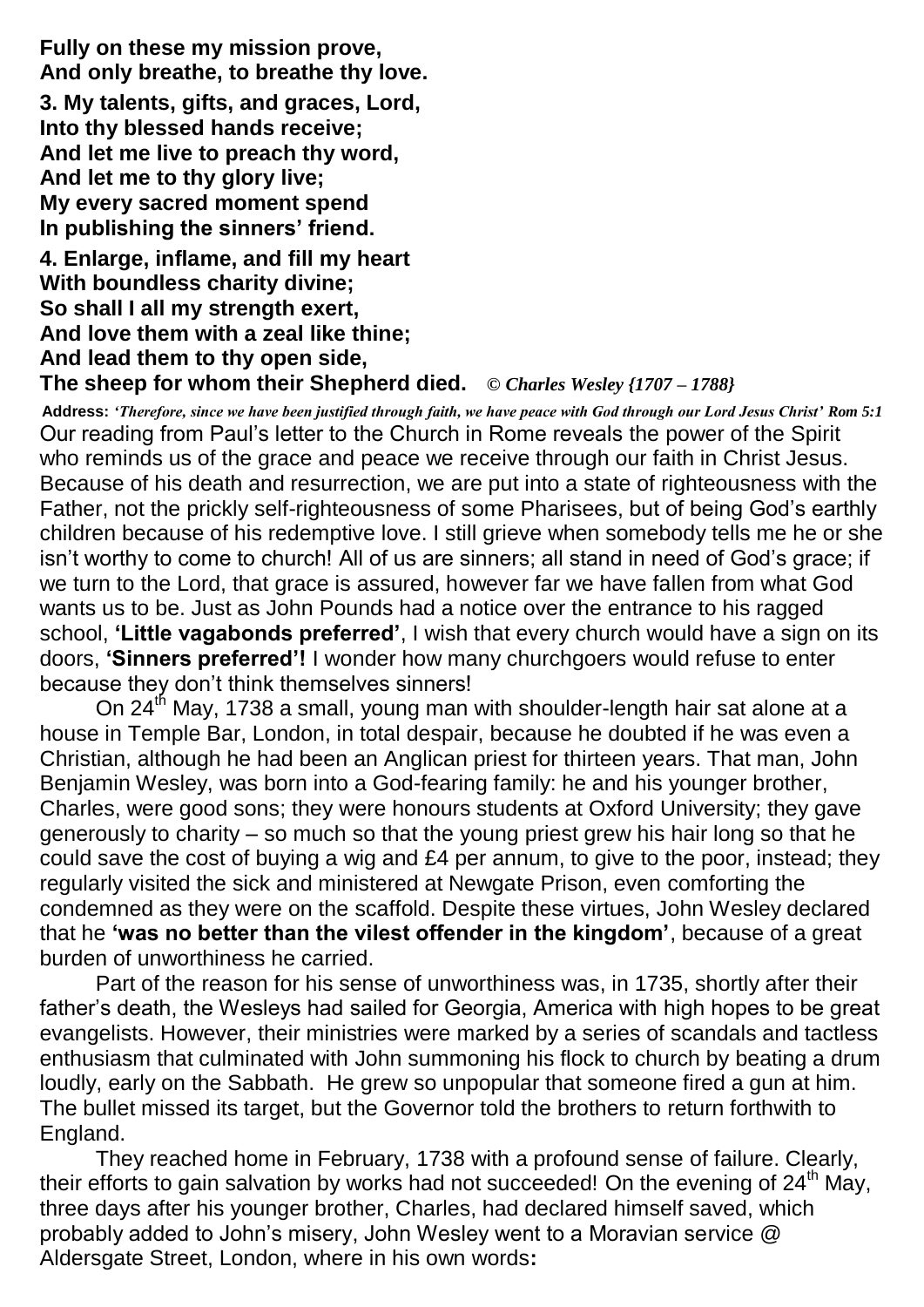**Fully on these my mission prove,**
**And only breathe, to breathe thy love.**

**3. My talents, gifts, and graces, Lord,**
**Into thy blessed hands receive;**
**And let me live to preach thy word,**
**And let me to thy glory live;**
**My every sacred moment spend**
**In publishing the sinners' friend.**

**4. Enlarge, inflame, and fill my heart**
**With boundless charity divine;**
**So shall I all my strength exert,**
**And love them with a zeal like thine;**
**And lead them to thy open side,**
**The sheep for whom their Shepherd died.** *© Charles Wesley {1707 – 1788}*

**Address:** ***'Therefore, since we have been justified through faith, we have peace with God through our Lord Jesus Christ' Rom 5:1***

Our reading from Paul's letter to the Church in Rome reveals the power of the Spirit who reminds us of the grace and peace we receive through our faith in Christ Jesus. Because of his death and resurrection, we are put into a state of righteousness with the Father, not the prickly self-righteousness of some Pharisees, but of being God's earthly children because of his redemptive love. I still grieve when somebody tells me he or she isn't worthy to come to church! All of us are sinners; all stand in need of God's grace; if we turn to the Lord, that grace is assured, however far we have fallen from what God wants us to be. Just as John Pounds had a notice over the entrance to his ragged school, **'Little vagabonds preferred'**, I wish that every church would have a sign on its doors, **'Sinners preferred'!** I wonder how many churchgoers would refuse to enter because they don't think themselves sinners!

On 24th May, 1738 a small, young man with shoulder-length hair sat alone at a house in Temple Bar, London, in total despair, because he doubted if he was even a Christian, although he had been an Anglican priest for thirteen years. That man, John Benjamin Wesley, was born into a God-fearing family: he and his younger brother, Charles, were good sons; they were honours students at Oxford University; they gave generously to charity – so much so that the young priest grew his hair long so that he could save the cost of buying a wig and £4 per annum, to give to the poor, instead; they regularly visited the sick and ministered at Newgate Prison, even comforting the condemned as they were on the scaffold. Despite these virtues, John Wesley declared that he **'was no better than the vilest offender in the kingdom'**, because of a great burden of unworthiness he carried.

Part of the reason for his sense of unworthiness was, in 1735, shortly after their father's death, the Wesleys had sailed for Georgia, America with high hopes to be great evangelists. However, their ministries were marked by a series of scandals and tactless enthusiasm that culminated with John summoning his flock to church by beating a drum loudly, early on the Sabbath. He grew so unpopular that someone fired a gun at him. The bullet missed its target, but the Governor told the brothers to return forthwith to England.

They reached home in February, 1738 with a profound sense of failure. Clearly, their efforts to gain salvation by works had not succeeded! On the evening of 24th May, three days after his younger brother, Charles, had declared himself saved, which probably added to John's misery, John Wesley went to a Moravian service @ Aldersgate Street, London, where in his own words**:**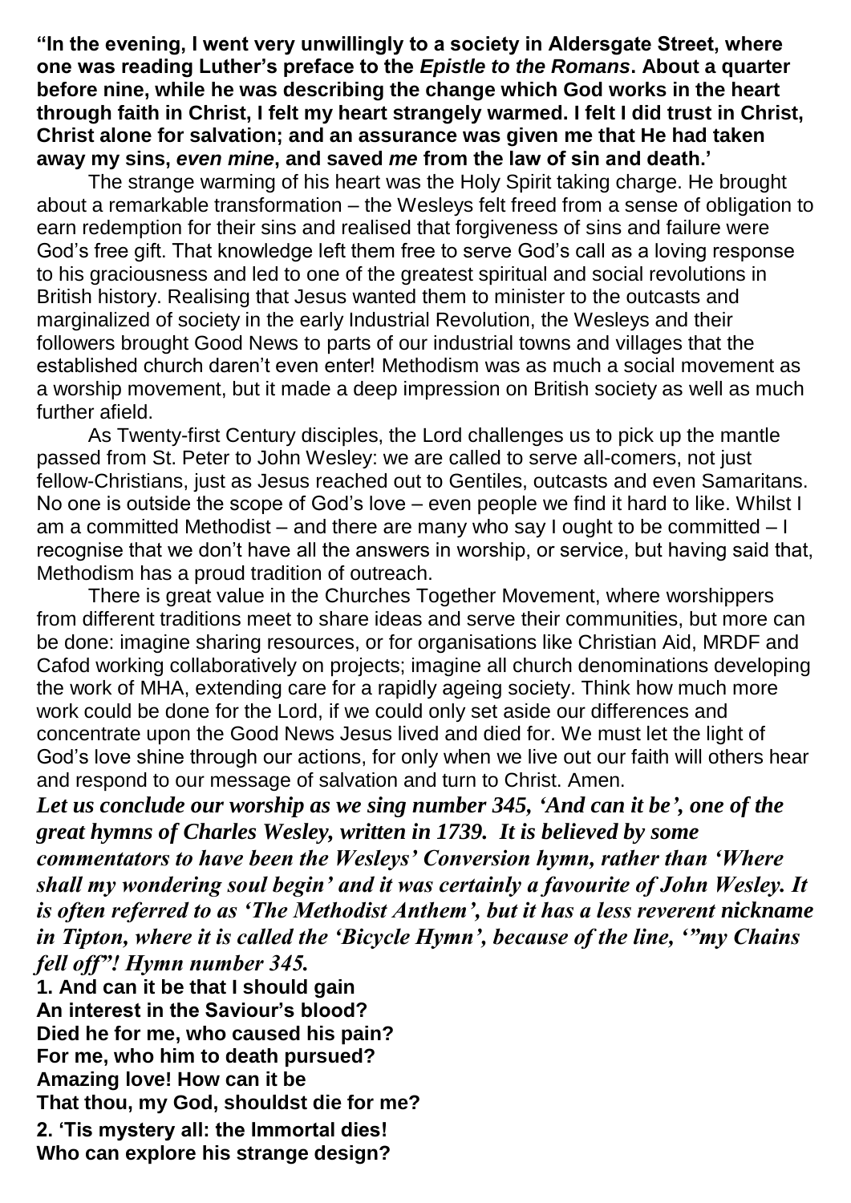**"In the evening, I went very unwillingly to a society in Aldersgate Street, where one was reading Luther's preface to the *Epistle to the Romans*. About a quarter before nine, while he was describing the change which God works in the heart through faith in Christ, I felt my heart strangely warmed. I felt I did trust in Christ, Christ alone for salvation; and an assurance was given me that He had taken away my sins, *even mine*, and saved *me* from the law of sin and death.'**

The strange warming of his heart was the Holy Spirit taking charge. He brought about a remarkable transformation – the Wesleys felt freed from a sense of obligation to earn redemption for their sins and realised that forgiveness of sins and failure were God's free gift. That knowledge left them free to serve God's call as a loving response to his graciousness and led to one of the greatest spiritual and social revolutions in British history. Realising that Jesus wanted them to minister to the outcasts and marginalized of society in the early Industrial Revolution, the Wesleys and their followers brought Good News to parts of our industrial towns and villages that the established church daren't even enter! Methodism was as much a social movement as a worship movement, but it made a deep impression on British society as well as much further afield.

As Twenty-first Century disciples, the Lord challenges us to pick up the mantle passed from St. Peter to John Wesley: we are called to serve all-comers, not just fellow-Christians, just as Jesus reached out to Gentiles, outcasts and even Samaritans. No one is outside the scope of God's love – even people we find it hard to like. Whilst I am a committed Methodist – and there are many who say I ought to be committed – I recognise that we don't have all the answers in worship, or service, but having said that, Methodism has a proud tradition of outreach.

There is great value in the Churches Together Movement, where worshippers from different traditions meet to share ideas and serve their communities, but more can be done: imagine sharing resources, or for organisations like Christian Aid, MRDF and Cafod working collaboratively on projects; imagine all church denominations developing the work of MHA, extending care for a rapidly ageing society. Think how much more work could be done for the Lord, if we could only set aside our differences and concentrate upon the Good News Jesus lived and died for. We must let the light of God's love shine through our actions, for only when we live out our faith will others hear and respond to our message of salvation and turn to Christ. Amen.

***Let us conclude our worship as we sing number 345, 'And can it be', one of the great hymns of Charles Wesley, written in 1739. It is believed by some commentators to have been the Wesleys' Conversion hymn, rather than 'Where shall my wondering soul begin' and it was certainly a favourite of John Wesley. It is often referred to as 'The Methodist Anthem', but it has a less reverent nickname in Tipton, where it is called the 'Bicycle Hymn', because of the line, '"my Chains fell off"! Hymn number 345.***

**1. And can it be that I should gain**
**An interest in the Saviour's blood?**
**Died he for me, who caused his pain?**
**For me, who him to death pursued?**
**Amazing love! How can it be**
**That thou, my God, shouldst die for me?**

**2. 'Tis mystery all: the Immortal dies!**
**Who can explore his strange design?**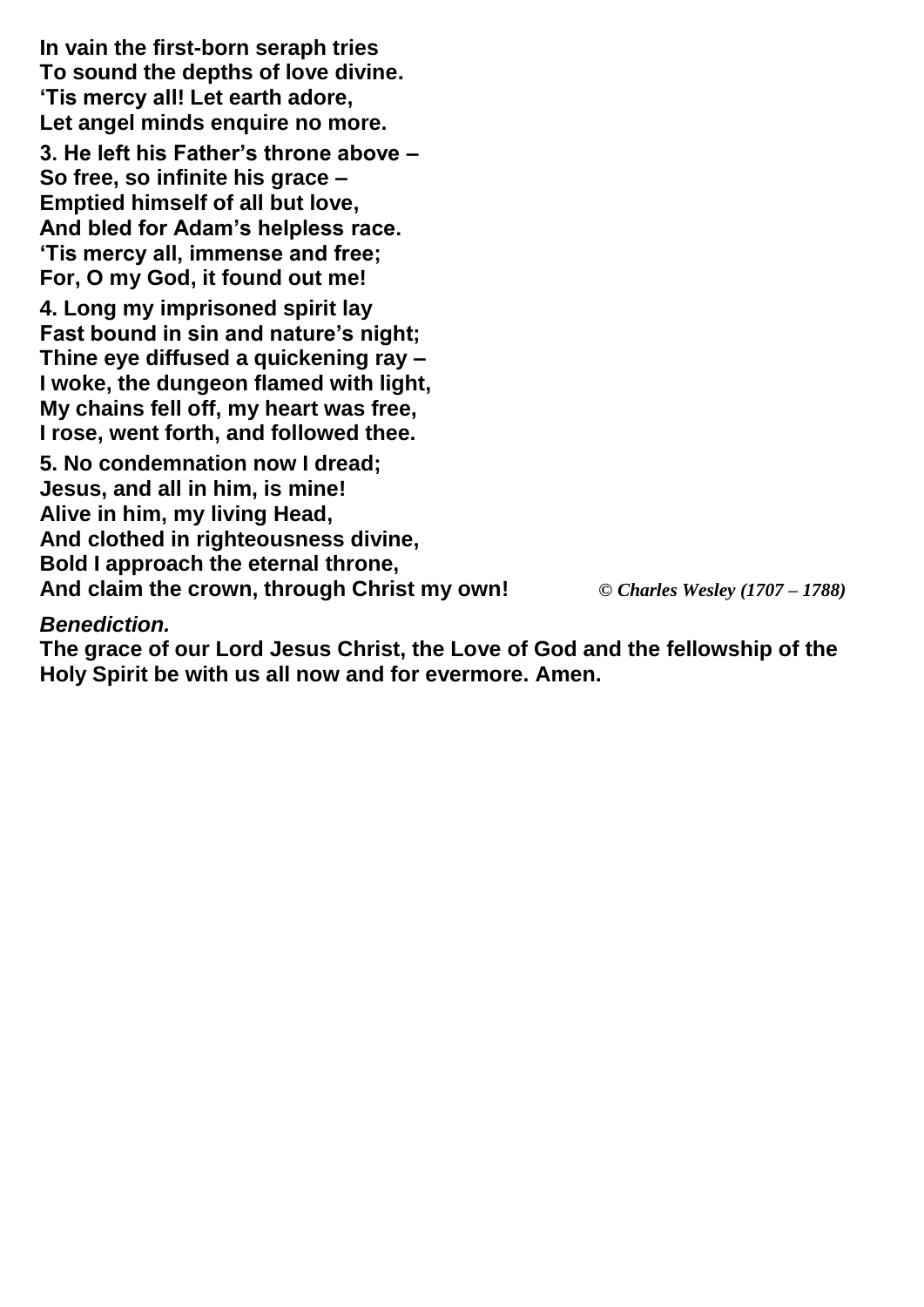**In vain the first-born seraph tries**
**To sound the depths of love divine.**
**'Tis mercy all! Let earth adore,**
**Let angel minds enquire no more.**

**3. He left his Father's throne above –**
**So free, so infinite his grace –**
**Emptied himself of all but love,**
**And bled for Adam's helpless race.**
**'Tis mercy all, immense and free;**
**For, O my God, it found out me!**

**4. Long my imprisoned spirit lay**
**Fast bound in sin and nature's night;**
**Thine eye diffused a quickening ray –**
**I woke, the dungeon flamed with light,**
**My chains fell off, my heart was free,**
**I rose, went forth, and followed thee.**

**5. No condemnation now I dread;**
**Jesus, and all in him, is mine!**
**Alive in him, my living Head,**
**And clothed in righteousness divine,**
**Bold I approach the eternal throne,**
**And claim the crown, through Christ my own!**

*© Charles Wesley (1707 – 1788)*

***Benediction.***

**The grace of our Lord Jesus Christ, the Love of God and the fellowship of the Holy Spirit be with us all now and for evermore. Amen.**